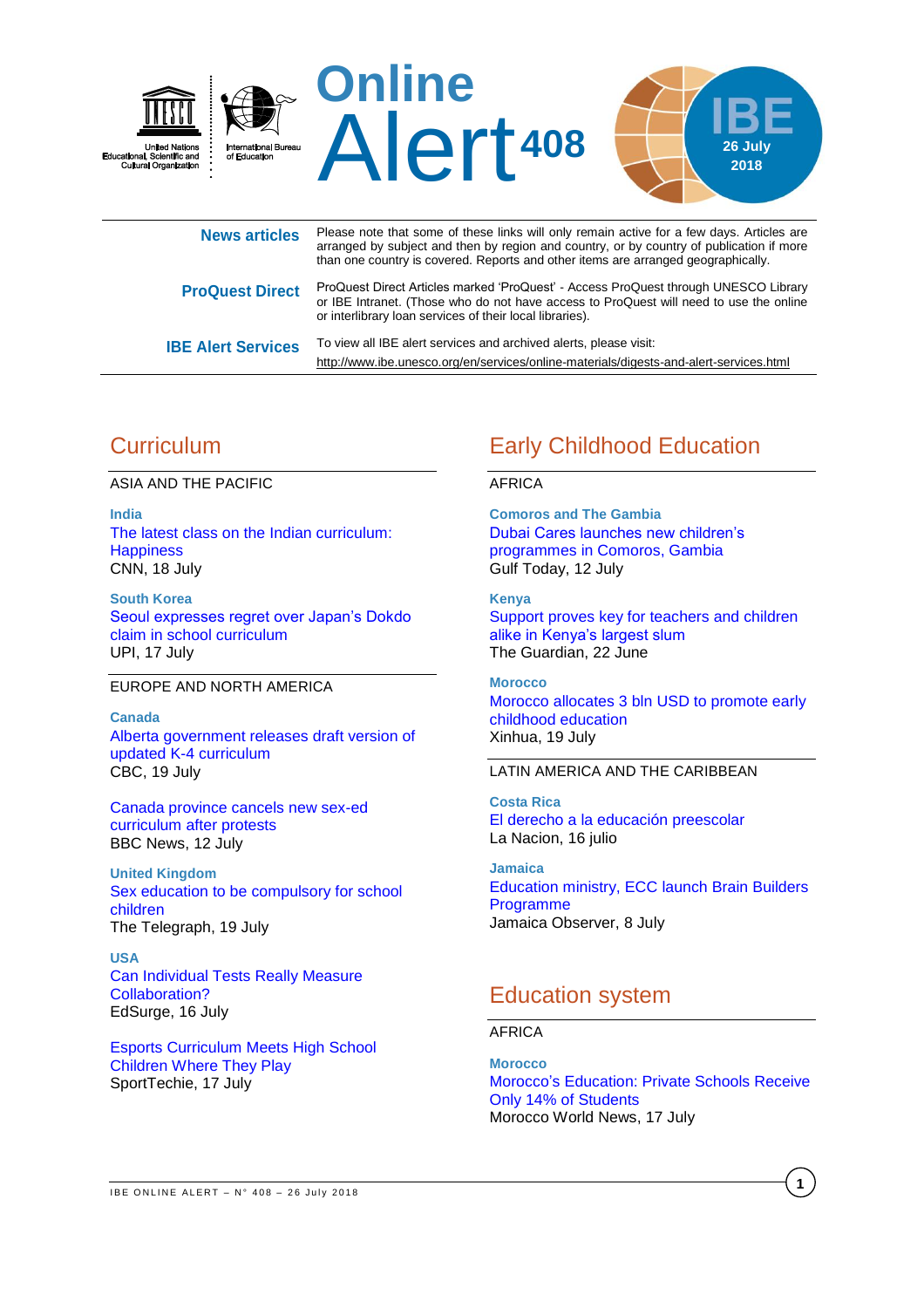# Online Alert 408

**IBE 26 July 2018**

United Nations Educational, Scientific and Cultural Organization

International Bureau of Education

| | |
|---|---|
| **News articles** | Please note that some of these links will only remain active for a few days. Articles are arranged by subject and then by region and country, or by country of publication if more than one country is covered. Reports and other items are arranged geographically. |
| **ProQuest Direct** | ProQuest Direct Articles marked 'ProQuest' - Access ProQuest through UNESCO Library or IBE Intranet. (Those who do not have access to ProQuest will need to use the online or interlibrary loan services of their local libraries). |
| **IBE Alert Services** | To view all IBE alert services and archived alerts, please visit: http://www.ibe.unesco.org/en/services/online-materials/digests-and-alert-services.html |

## Curriculum

### ASIA AND THE PACIFIC

**India**
The latest class on the Indian curriculum: Happiness
CNN, 18 July

**South Korea**
Seoul expresses regret over Japan's Dokdo claim in school curriculum
UPI, 17 July

### EUROPE AND NORTH AMERICA

**Canada**
Alberta government releases draft version of updated K-4 curriculum
CBC, 19 July

Canada province cancels new sex-ed curriculum after protests
BBC News, 12 July

**United Kingdom**
Sex education to be compulsory for school children
The Telegraph, 19 July

**USA**
Can Individual Tests Really Measure Collaboration?
EdSurge, 16 July

Esports Curriculum Meets High School Children Where They Play
SportTechie, 17 July

## Early Childhood Education

### AFRICA

**Comoros and The Gambia**
Dubai Cares launches new children's programmes in Comoros, Gambia
Gulf Today, 12 July

**Kenya**
Support proves key for teachers and children alike in Kenya's largest slum
The Guardian, 22 June

**Morocco**
Morocco allocates 3 bln USD to promote early childhood education
Xinhua, 19 July

### LATIN AMERICA AND THE CARIBBEAN

**Costa Rica**
El derecho a la educación preescolar
La Nacion, 16 julio

**Jamaica**
Education ministry, ECC launch Brain Builders Programme
Jamaica Observer, 8 July

## Education system

### AFRICA

**Morocco**
Morocco's Education: Private Schools Receive Only 14% of Students
Morocco World News, 17 July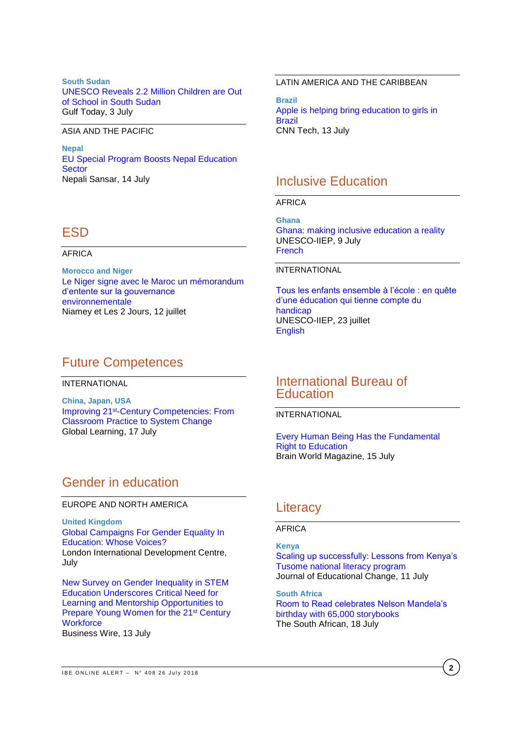**South Sudan**
UNESCO Reveals 2.2 Million Children are Out of School in South Sudan
Gulf Today, 3 July

ASIA AND THE PACIFIC

**Nepal**
EU Special Program Boosts Nepal Education Sector
Nepali Sansar, 14 July

## ESD

AFRICA

**Morocco and Niger**
Le Niger signe avec le Maroc un mémorandum d'entente sur la gouvernance environnementale
Niamey et Les 2 Jours, 12 juillet

## Future Competences

INTERNATIONAL

**China, Japan, USA**
Improving 21st-Century Competencies: From Classroom Practice to System Change
Global Learning, 17 July

## Gender in education

EUROPE AND NORTH AMERICA

**United Kingdom**
Global Campaigns For Gender Equality In Education: Whose Voices?
London International Development Centre, July

New Survey on Gender Inequality in STEM Education Underscores Critical Need for Learning and Mentorship Opportunities to Prepare Young Women for the 21st Century Workforce
Business Wire, 13 July

LATIN AMERICA AND THE CARIBBEAN

**Brazil**
Apple is helping bring education to girls in Brazil
CNN Tech, 13 July

## Inclusive Education

AFRICA

**Ghana**
Ghana: making inclusive education a reality
UNESCO-IIEP, 9 July
French

INTERNATIONAL

Tous les enfants ensemble à l'école : en quête d'une éducation qui tienne compte du handicap
UNESCO-IIEP, 23 juillet
English

## International Bureau of Education

INTERNATIONAL

Every Human Being Has the Fundamental Right to Education
Brain World Magazine, 15 July

## Literacy

AFRICA

**Kenya**
Scaling up successfully: Lessons from Kenya's Tusome national literacy program
Journal of Educational Change, 11 July

**South Africa**
Room to Read celebrates Nelson Mandela's birthday with 65,000 storybooks
The South African, 18 July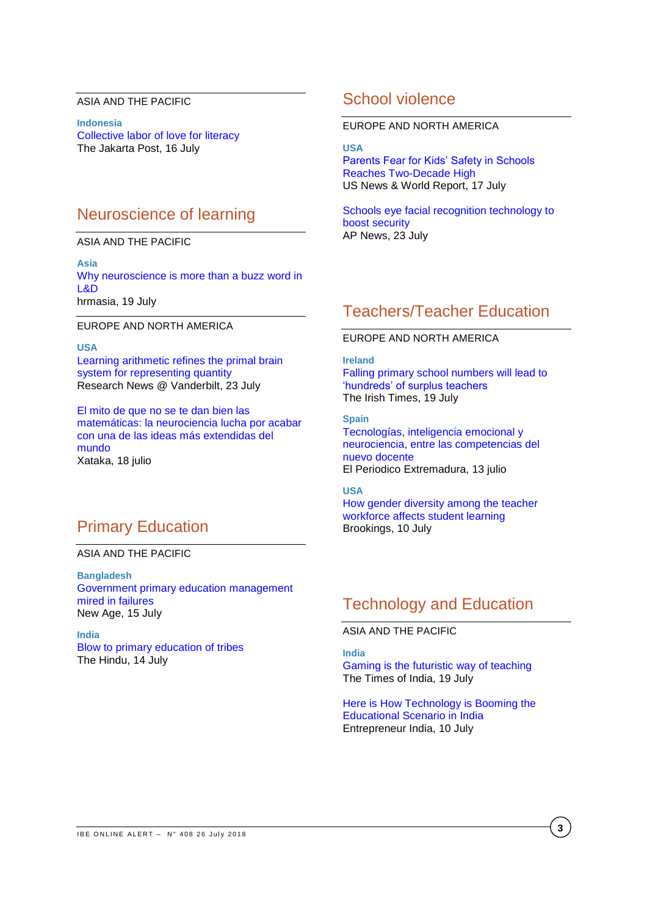ASIA AND THE PACIFIC

**Indonesia**
Collective labor of love for literacy
The Jakarta Post, 16 July

## Neuroscience of learning

ASIA AND THE PACIFIC

**Asia**
Why neuroscience is more than a buzz word in L&D
hrmasia, 19 July

EUROPE AND NORTH AMERICA

**USA**
Learning arithmetic refines the primal brain system for representing quantity
Research News @ Vanderbilt, 23 July

El mito de que no se te dan bien las matemáticas: la neurociencia lucha por acabar con una de las ideas más extendidas del mundo
Xataka, 18 julio

## Primary Education

ASIA AND THE PACIFIC

**Bangladesh**
Government primary education management mired in failures
New Age, 15 July

**India**
Blow to primary education of tribes
The Hindu, 14 July

## School violence

EUROPE AND NORTH AMERICA

**USA**
Parents Fear for Kids' Safety in Schools Reaches Two-Decade High
US News & World Report, 17 July

Schools eye facial recognition technology to boost security
AP News, 23 July

## Teachers/Teacher Education

EUROPE AND NORTH AMERICA

**Ireland**
Falling primary school numbers will lead to 'hundreds' of surplus teachers
The Irish Times, 19 July

**Spain**
Tecnologías, inteligencia emocional y neurociencia, entre las competencias del nuevo docente
El Periodico Extremadura, 13 julio

**USA**
How gender diversity among the teacher workforce affects student learning
Brookings, 10 July

## Technology and Education

ASIA AND THE PACIFIC

**India**
Gaming is the futuristic way of teaching
The Times of India, 19 July

Here is How Technology is Booming the Educational Scenario in India
Entrepreneur India, 10 July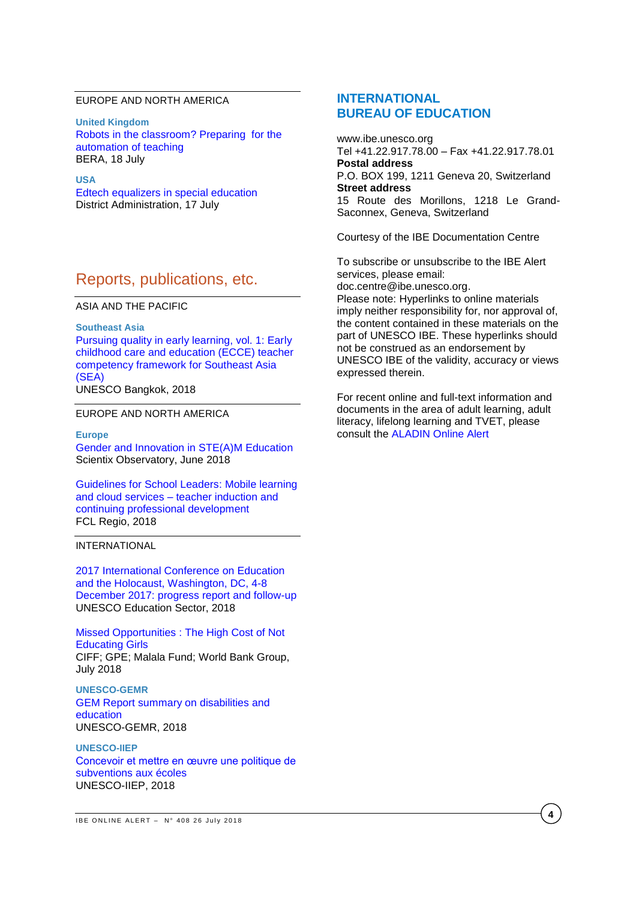EUROPE AND NORTH AMERICA

**United Kingdom**

Robots in the classroom? Preparing for the automation of teaching
BERA, 18 July

**USA**

Edtech equalizers in special education
District Administration, 17 July

## Reports, publications, etc.

ASIA AND THE PACIFIC

**Southeast Asia**

Pursuing quality in early learning, vol. 1: Early childhood care and education (ECCE) teacher competency framework for Southeast Asia (SEA)
UNESCO Bangkok, 2018

EUROPE AND NORTH AMERICA

**Europe**

Gender and Innovation in STE(A)M Education
Scientix Observatory, June 2018

Guidelines for School Leaders: Mobile learning and cloud services – teacher induction and continuing professional development
FCL Regio, 2018

INTERNATIONAL

2017 International Conference on Education and the Holocaust, Washington, DC, 4-8 December 2017: progress report and follow-up
UNESCO Education Sector, 2018

Missed Opportunities : The High Cost of Not Educating Girls
CIFF; GPE; Malala Fund; World Bank Group, July 2018

**UNESCO-GEMR**

GEM Report summary on disabilities and education
UNESCO-GEMR, 2018

**UNESCO-IIEP**

Concevoir et mettre en œuvre une politique de subventions aux écoles
UNESCO-IIEP, 2018

## INTERNATIONAL BUREAU OF EDUCATION

www.ibe.unesco.org
Tel +41.22.917.78.00 – Fax +41.22.917.78.01
**Postal address**
P.O. BOX 199, 1211 Geneva 20, Switzerland
**Street address**
15 Route des Morillons, 1218 Le Grand-Saconnex, Geneva, Switzerland

Courtesy of the IBE Documentation Centre

To subscribe or unsubscribe to the IBE Alert services, please email: doc.centre@ibe.unesco.org.
Please note: Hyperlinks to online materials imply neither responsibility for, nor approval of, the content contained in these materials on the part of UNESCO IBE. These hyperlinks should not be construed as an endorsement by UNESCO IBE of the validity, accuracy or views expressed therein.

For recent online and full-text information and documents in the area of adult learning, adult literacy, lifelong learning and TVET, please consult the ALADIN Online Alert